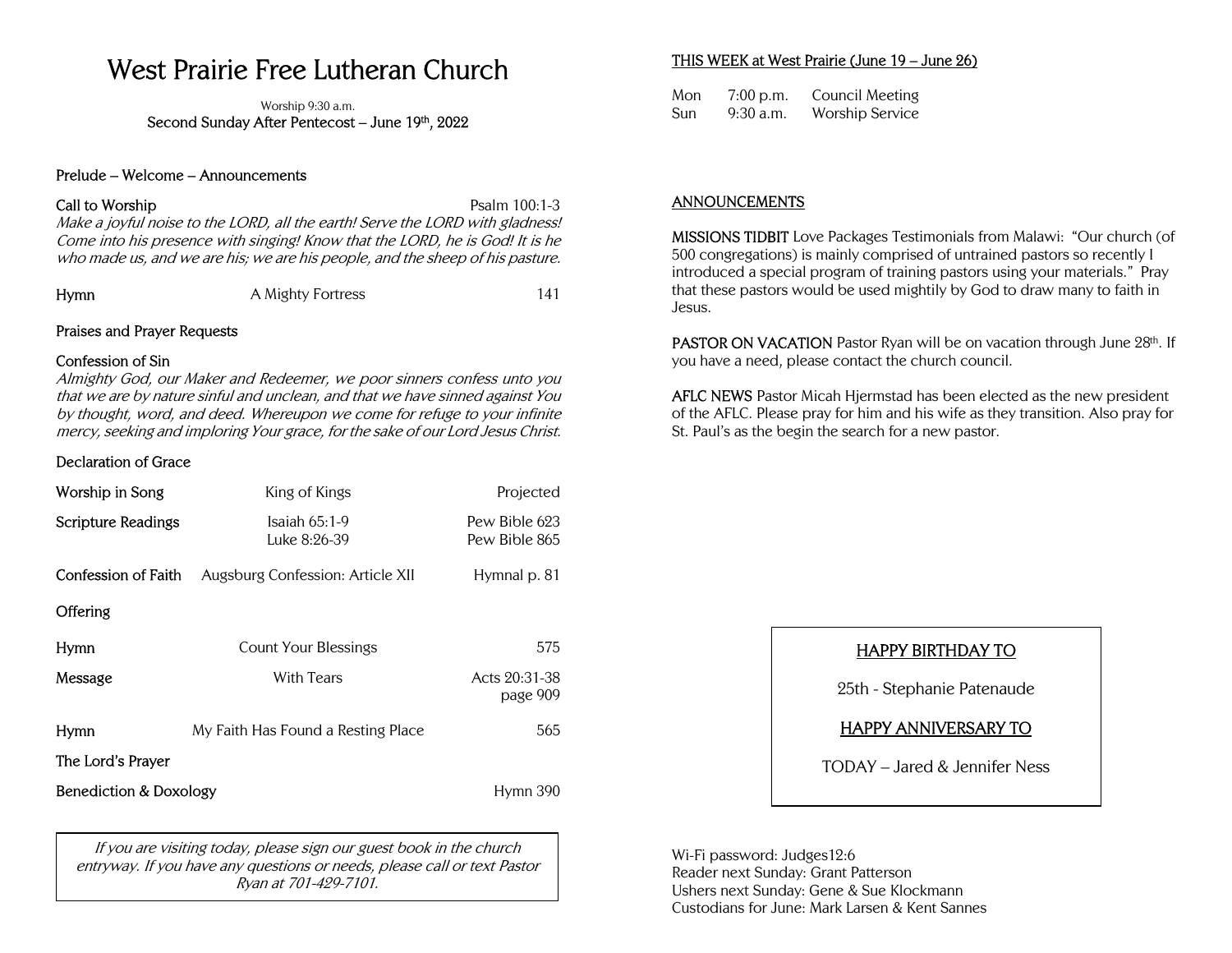# West Prairie Free Lutheran Church

Worship 9:30 a.m.

**Second Sunday After Pentecost – June 19th, 2022**

Prelude – Welcome – Announcements

**Call to Worship** — Psalm 100:1-3

*Make a joyful noise to the LORD, all the earth! Serve the LORD with gladness! Come into his presence with singing! Know that the LORD, he is God! It is he who made us, and we are his; we are his people, and the sheep of his pasture.*

| | | |
|---|---|---|
| Hymn | A Mighty Fortress | 141 |

Praises and Prayer Requests

**Confession of Sin**

*Almighty God, our Maker and Redeemer, we poor sinners confess unto you that we are by nature sinful and unclean, and that we have sinned against You by thought, word, and deed. Whereupon we come for refuge to your infinite mercy, seeking and imploring Your grace, for the sake of our Lord Jesus Christ.*

Declaration of Grace

| | | |
|---|---|---|
| Worship in Song | King of Kings | Projected |
| Scripture Readings | Isaiah 65:1-9 | Pew Bible 623 |
| | Luke 8:26-39 | Pew Bible 865 |
| Confession of Faith | Augsburg Confession: Article XII | Hymnal p. 81 |
| Offering | | |
| Hymn | Count Your Blessings | 575 |
| Message | With Tears | Acts 20:31-38 page 909 |
| Hymn | My Faith Has Found a Resting Place | 565 |
| The Lord's Prayer | | |
| Benediction & Doxology | | Hymn 390 |

*If you are visiting today, please sign our guest book in the church entryway. If you have any questions or needs, please call or text Pastor Ryan at 701-429-7101.*

## THIS WEEK at West Prairie (June 19 – June 26)

| | | |
|---|---|---|
| Mon | 7:00 p.m. | Council Meeting |
| Sun | 9:30 a.m. | Worship Service |

## ANNOUNCEMENTS

**MISSIONS TIDBIT** Love Packages Testimonials from Malawi: "Our church (of 500 congregations) is mainly comprised of untrained pastors so recently I introduced a special program of training pastors using your materials." Pray that these pastors would be used mightily by God to draw many to faith in Jesus.

**PASTOR ON VACATION** Pastor Ryan will be on vacation through June 28th. If you have a need, please contact the church council.

**AFLC NEWS** Pastor Micah Hjermstad has been elected as the new president of the AFLC. Please pray for him and his wife as they transition. Also pray for St. Paul's as the begin the search for a new pastor.

**HAPPY BIRTHDAY TO**

25th - Stephanie Patenaude

**HAPPY ANNIVERSARY TO**

TODAY – Jared & Jennifer Ness

Wi-Fi password: Judges12:6
Reader next Sunday: Grant Patterson
Ushers next Sunday: Gene & Sue Klockmann
Custodians for June: Mark Larsen & Kent Sannes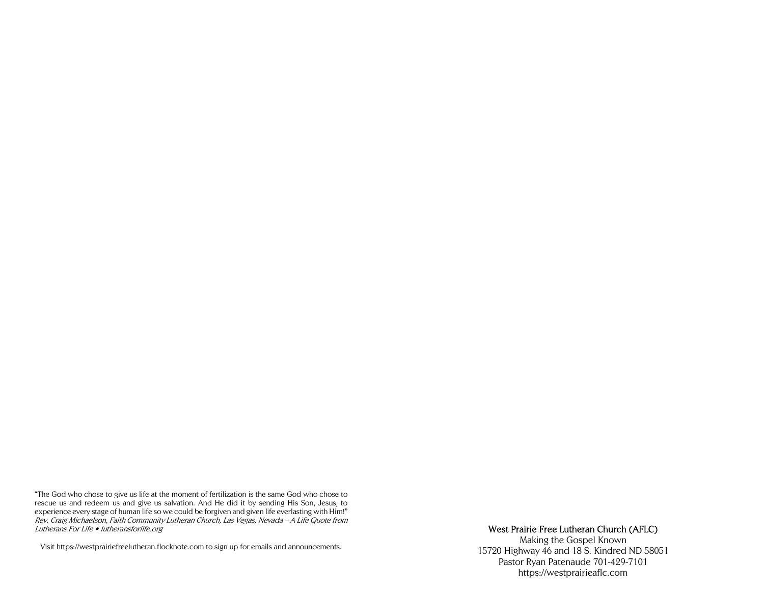"The God who chose to give us life at the moment of fertilization is the same God who chose to rescue us and redeem us and give us salvation. And He did it by sending His Son, Jesus, to experience every stage of human life so we could be forgiven and given life everlasting with Him!" *Rev. Craig Michaelson, Faith Community Lutheran Church, Las Vegas, Nevada – A Life Quote from Lutherans For Life • lutheransforlife.org*

Visit https://westprairiefreelutheran.flocknote.com to sign up for emails and announcements.

West Prairie Free Lutheran Church (AFLC)
Making the Gospel Known
15720 Highway 46 and 18 S. Kindred ND 58051
Pastor Ryan Patenaude 701-429-7101
https://westprairieaflc.com